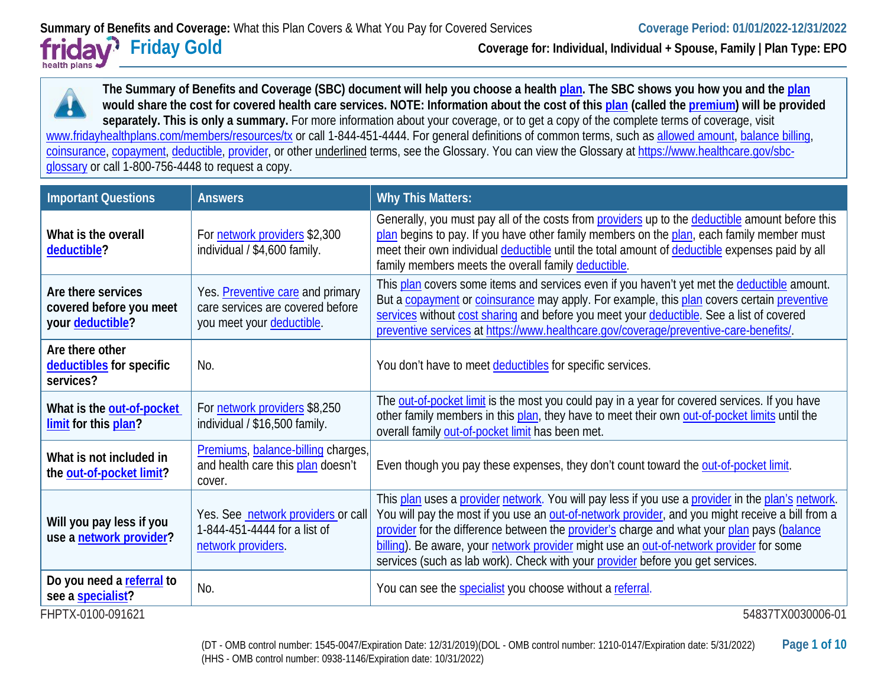**Summary of Benefits and Coverage:** What this Plan Covers & What You Pay for Covered Services

**Coverage Period: 01/01/2022-12/31/2022**

# Friday Gold

**Coverage for: Individual, Individual + Spouse, Family | Plan Type: EPO**

**The Summary of Benefits and Coverage (SBC) document will help you choose a health plan. The SBC shows you how you and the plan would share the cost for covered health care services. NOTE: Information about the cost of this plan (called the premium) will be provided separately. This is only a summary.** For more information about your coverage, or to get a copy of the complete terms of coverage, visit www.fridayhealthplans.com/members/resources/tx or call 1-844-451-4444. For general definitions of common terms, such as allowed amount, balance billing, coinsurance, copayment, deductible, provider, or other underlined terms, see the Glossary. You can view the Glossary at https://www.healthcare.gov/sbc-glossary or call 1-800-756-4448 to request a copy.

| Important Questions | Answers | Why This Matters: |
|---|---|---|
| **What is the overall deductible?** | For network providers $2,300 individual / $4,600 family. | Generally, you must pay all of the costs from providers up to the deductible amount before this plan begins to pay. If you have other family members on the plan, each family member must meet their own individual deductible until the total amount of deductible expenses paid by all family members meets the overall family deductible. |
| **Are there services covered before you meet your deductible?** | Yes. Preventive care and primary care services are covered before you meet your deductible. | This plan covers some items and services even if you haven't yet met the deductible amount. But a copayment or coinsurance may apply. For example, this plan covers certain preventive services without cost sharing and before you meet your deductible. See a list of covered preventive services at https://www.healthcare.gov/coverage/preventive-care-benefits/. |
| **Are there other deductibles for specific services?** | No. | You don't have to meet deductibles for specific services. |
| **What is the out-of-pocket limit for this plan?** | For network providers $8,250 individual / $16,500 family. | The out-of-pocket limit is the most you could pay in a year for covered services. If you have other family members in this plan, they have to meet their own out-of-pocket limits until the overall family out-of-pocket limit has been met. |
| **What is not included in the out-of-pocket limit?** | Premiums, balance-billing charges, and health care this plan doesn't cover. | Even though you pay these expenses, they don't count toward the out-of-pocket limit. |
| **Will you pay less if you use a network provider?** | Yes. See network providers or call 1-844-451-4444 for a list of network providers. | This plan uses a provider network. You will pay less if you use a provider in the plan's network. You will pay the most if you use an out-of-network provider, and you might receive a bill from a provider for the difference between the provider's charge and what your plan pays (balance billing). Be aware, your network provider might use an out-of-network provider for some services (such as lab work). Check with your provider before you get services. |
| **Do you need a referral to see a specialist?** | No. | You can see the specialist you choose without a referral. |

FHPTX-0100-091621

54837TX0030006-01

(DT - OMB control number: 1545-0047/Expiration Date: 12/31/2019)(DOL - OMB control number: 1210-0147/Expiration date: 5/31/2022)
(HHS - OMB control number: 0938-1146/Expiration date: 10/31/2022)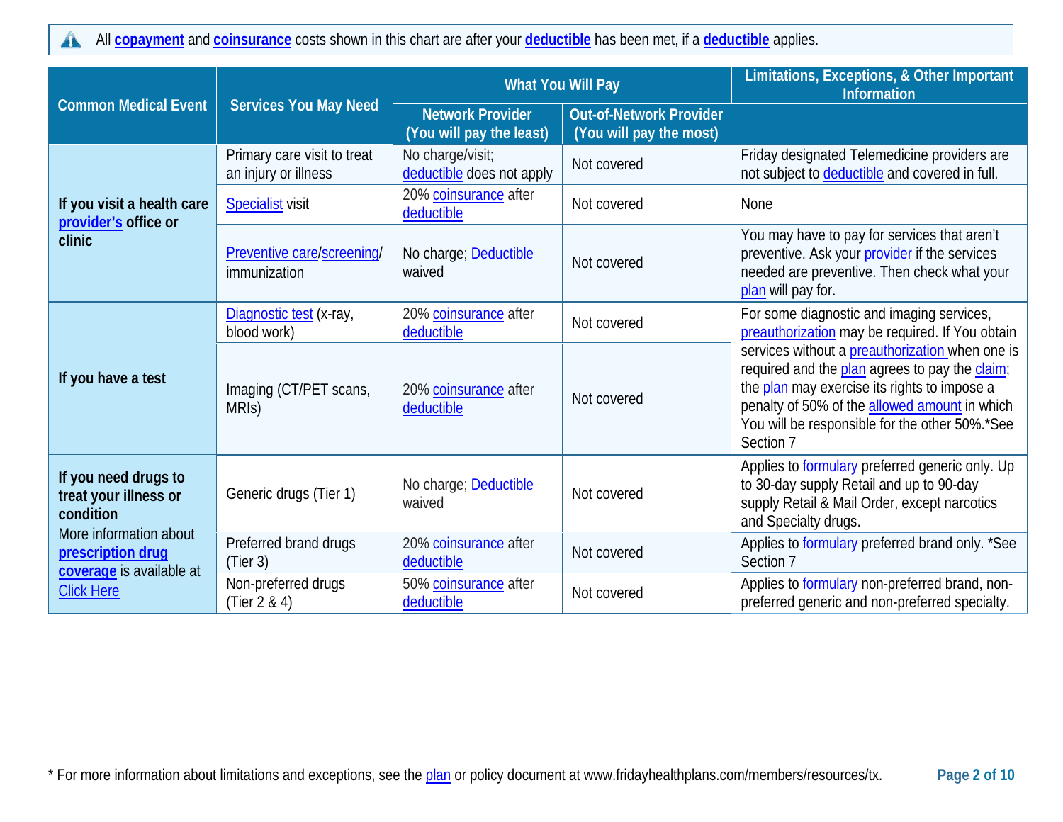All **copayment** and **coinsurance** costs shown in this chart are after your **deductible** has been met, if a **deductible** applies.

| Common Medical Event | Services You May Need | What You Will Pay | | Limitations, Exceptions, & Other Important Information |
|---|---|---|---|---|
| | | Network Provider (You will pay the least) | Out-of-Network Provider (You will pay the most) | |
| **If you visit a health care provider's office or clinic** | Primary care visit to treat an injury or illness | No charge/visit; deductible does not apply | Not covered | Friday designated Telemedicine providers are not subject to deductible and covered in full. |
| | Specialist visit | 20% coinsurance after deductible | Not covered | None |
| | Preventive care/screening/ immunization | No charge; Deductible waived | Not covered | You may have to pay for services that aren't preventive. Ask your provider if the services needed are preventive. Then check what your plan will pay for. |
| **If you have a test** | Diagnostic test (x-ray, blood work) | 20% coinsurance after deductible | Not covered | For some diagnostic and imaging services, preauthorization may be required. If You obtain services without a preauthorization when one is required and the plan agrees to pay the claim; the plan may exercise its rights to impose a penalty of 50% of the allowed amount in which You will be responsible for the other 50%.*See Section 7 |
| | Imaging (CT/PET scans, MRIs) | 20% coinsurance after deductible | Not covered | |
| **If you need drugs to treat your illness or condition** More information about **prescription drug coverage** is available at Click Here | Generic drugs (Tier 1) | No charge; Deductible waived | Not covered | Applies to formulary preferred generic only. Up to 30-day supply Retail and up to 90-day supply Retail & Mail Order, except narcotics and Specialty drugs. |
| | Preferred brand drugs (Tier 3) | 20% coinsurance after deductible | Not covered | Applies to formulary preferred brand only. *See Section 7 |
| | Non-preferred drugs (Tier 2 & 4) | 50% coinsurance after deductible | Not covered | Applies to formulary non-preferred brand, non-preferred generic and non-preferred specialty. |

* For more information about limitations and exceptions, see the plan or policy document at www.fridayhealthplans.com/members/resources/tx.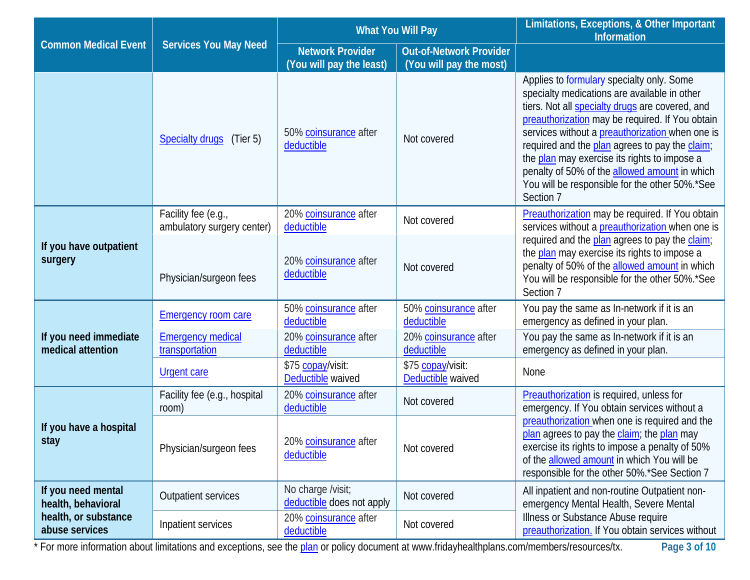| Common Medical Event | Services You May Need | What You Will Pay | | Limitations, Exceptions, & Other Important Information |
|---|---|---|---|---|
| | | Network Provider (You will pay the least) | Out-of-Network Provider (You will pay the most) | |
| | Specialty drugs (Tier 5) | 50% coinsurance after deductible | Not covered | Applies to formulary specialty only. Some specialty medications are available in other tiers. Not all specialty drugs are covered, and preauthorization may be required. If You obtain services without a preauthorization when one is required and the plan agrees to pay the claim; the plan may exercise its rights to impose a penalty of 50% of the allowed amount in which You will be responsible for the other 50%.*See Section 7 |
| If you have outpatient surgery | Facility fee (e.g., ambulatory surgery center) | 20% coinsurance after deductible | Not covered | Preauthorization may be required. If You obtain services without a preauthorization when one is required and the plan agrees to pay the claim; the plan may exercise its rights to impose a penalty of 50% of the allowed amount in which You will be responsible for the other 50%.*See Section 7 |
| | Physician/surgeon fees | 20% coinsurance after deductible | Not covered | |
| If you need immediate medical attention | Emergency room care | 50% coinsurance after deductible | 50% coinsurance after deductible | You pay the same as In-network if it is an emergency as defined in your plan. |
| | Emergency medical transportation | 20% coinsurance after deductible | 20% coinsurance after deductible | You pay the same as In-network if it is an emergency as defined in your plan. |
| | Urgent care | $75 copay/visit: Deductible waived | $75 copay/visit: Deductible waived | None |
| If you have a hospital stay | Facility fee (e.g., hospital room) | 20% coinsurance after deductible | Not covered | Preauthorization is required, unless for emergency. If You obtain services without a preauthorization when one is required and the plan agrees to pay the claim; the plan may exercise its rights to impose a penalty of 50% of the allowed amount in which You will be responsible for the other 50%.*See Section 7 |
| | Physician/surgeon fees | 20% coinsurance after deductible | Not covered | |
| If you need mental health, behavioral health, or substance abuse services | Outpatient services | No charge /visit; deductible does not apply | Not covered | All inpatient and non-routine Outpatient non-emergency Mental Health, Severe Mental Illness or Substance Abuse require preauthorization. If You obtain services without |
| | Inpatient services | 20% coinsurance after deductible | Not covered | |

* For more information about limitations and exceptions, see the plan or policy document at www.fridayhealthplans.com/members/resources/tx.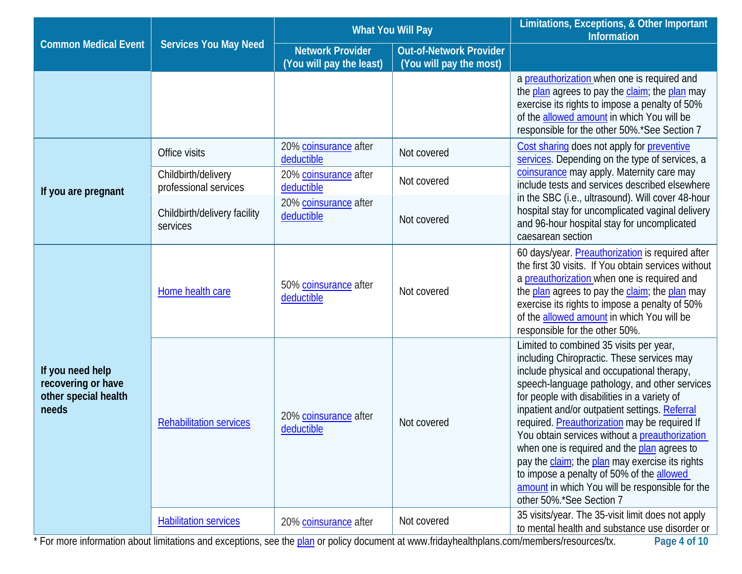| Common Medical Event | Services You May Need | What You Will Pay | | Limitations, Exceptions, & Other Important Information |
|---|---|---|---|---|
| | | Network Provider (You will pay the least) | Out-of-Network Provider (You will pay the most) | |
| | | | | a preauthorization when one is required and the plan agrees to pay the claim; the plan may exercise its rights to impose a penalty of 50% of the allowed amount in which You will be responsible for the other 50%.*See Section 7 |
| If you are pregnant | Office visits | 20% coinsurance after deductible | Not covered | Cost sharing does not apply for preventive services. Depending on the type of services, a coinsurance may apply. Maternity care may include tests and services described elsewhere in the SBC (i.e., ultrasound). Will cover 48-hour hospital stay for uncomplicated vaginal delivery and 96-hour hospital stay for uncomplicated caesarean section |
| | Childbirth/delivery professional services | 20% coinsurance after deductible | Not covered | |
| | Childbirth/delivery facility services | 20% coinsurance after deductible | Not covered | |
| If you need help recovering or have other special health needs | Home health care | 50% coinsurance after deductible | Not covered | 60 days/year. Preauthorization is required after the first 30 visits. If You obtain services without a preauthorization when one is required and the plan agrees to pay the claim; the plan may exercise its rights to impose a penalty of 50% of the allowed amount in which You will be responsible for the other 50%. |
| | Rehabilitation services | 20% coinsurance after deductible | Not covered | Limited to combined 35 visits per year, including Chiropractic. These services may include physical and occupational therapy, speech-language pathology, and other services for people with disabilities in a variety of inpatient and/or outpatient settings. Referral required. Preauthorization may be required If You obtain services without a preauthorization when one is required and the plan agrees to pay the claim; the plan may exercise its rights to impose a penalty of 50% of the allowed amount in which You will be responsible for the other 50%.*See Section 7 |
| | Habilitation services | 20% coinsurance after | Not covered | 35 visits/year. The 35-visit limit does not apply to mental health and substance use disorder or |

* For more information about limitations and exceptions, see the plan or policy document at www.fridayhealthplans.com/members/resources/tx.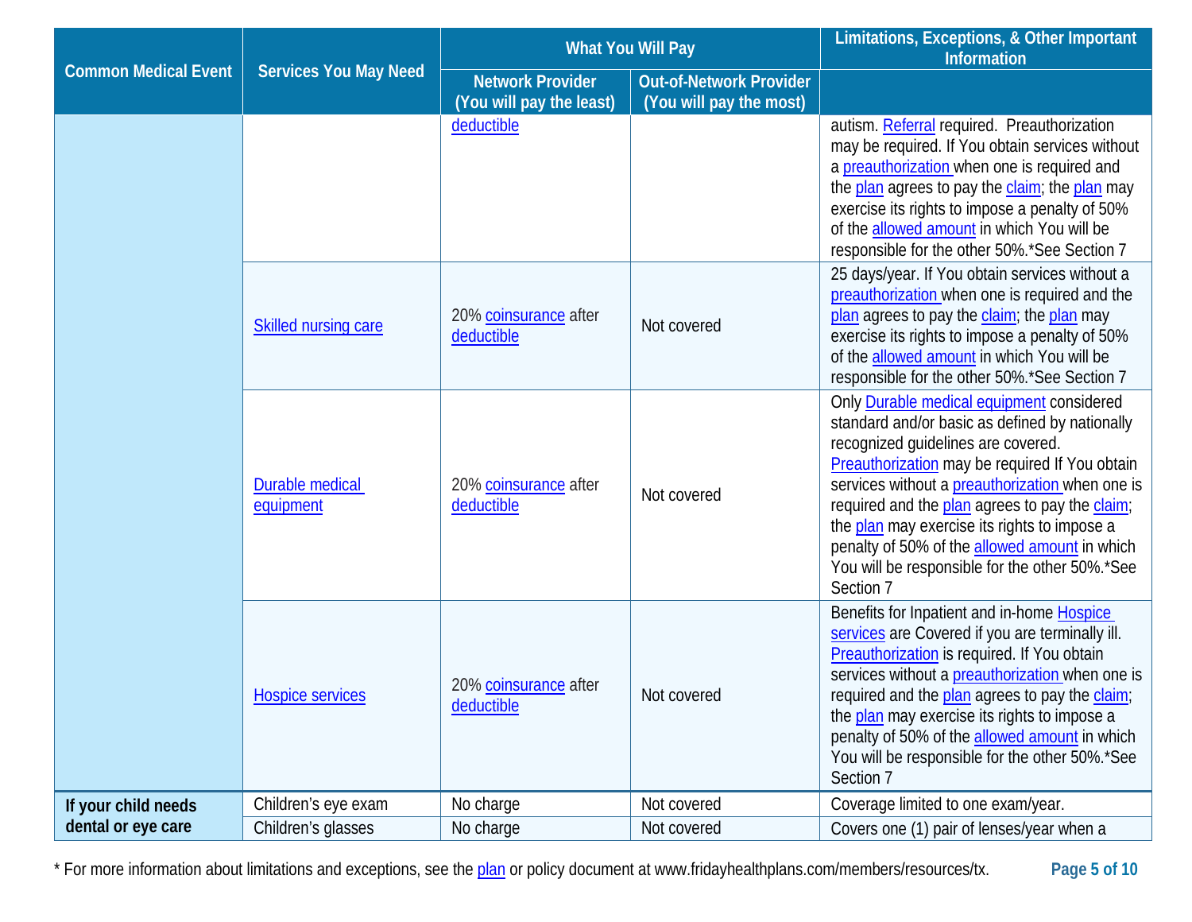| Common Medical Event | Services You May Need | What You Will Pay | | Limitations, Exceptions, & Other Important Information |
|---|---|---|---|---|
| | | Network Provider (You will pay the least) | Out-of-Network Provider (You will pay the most) | |
| | | deductible | | autism. Referral required. Preauthorization may be required. If You obtain services without a preauthorization when one is required and the plan agrees to pay the claim; the plan may exercise its rights to impose a penalty of 50% of the allowed amount in which You will be responsible for the other 50%.*See Section 7 |
| | Skilled nursing care | 20% coinsurance after deductible | Not covered | 25 days/year. If You obtain services without a preauthorization when one is required and the plan agrees to pay the claim; the plan may exercise its rights to impose a penalty of 50% of the allowed amount in which You will be responsible for the other 50%.*See Section 7 |
| | Durable medical equipment | 20% coinsurance after deductible | Not covered | Only Durable medical equipment considered standard and/or basic as defined by nationally recognized guidelines are covered. Preauthorization may be required If You obtain services without a preauthorization when one is required and the plan agrees to pay the claim; the plan may exercise its rights to impose a penalty of 50% of the allowed amount in which You will be responsible for the other 50%.*See Section 7 |
| | Hospice services | 20% coinsurance after deductible | Not covered | Benefits for Inpatient and in-home Hospice services are Covered if you are terminally ill. Preauthorization is required. If You obtain services without a preauthorization when one is required and the plan agrees to pay the claim; the plan may exercise its rights to impose a penalty of 50% of the allowed amount in which You will be responsible for the other 50%.*See Section 7 |
| **If your child needs dental or eye care** | Children's eye exam | No charge | Not covered | Coverage limited to one exam/year. |
| | Children's glasses | No charge | Not covered | Covers one (1) pair of lenses/year when a |

* For more information about limitations and exceptions, see the plan or policy document at www.fridayhealthplans.com/members/resources/tx.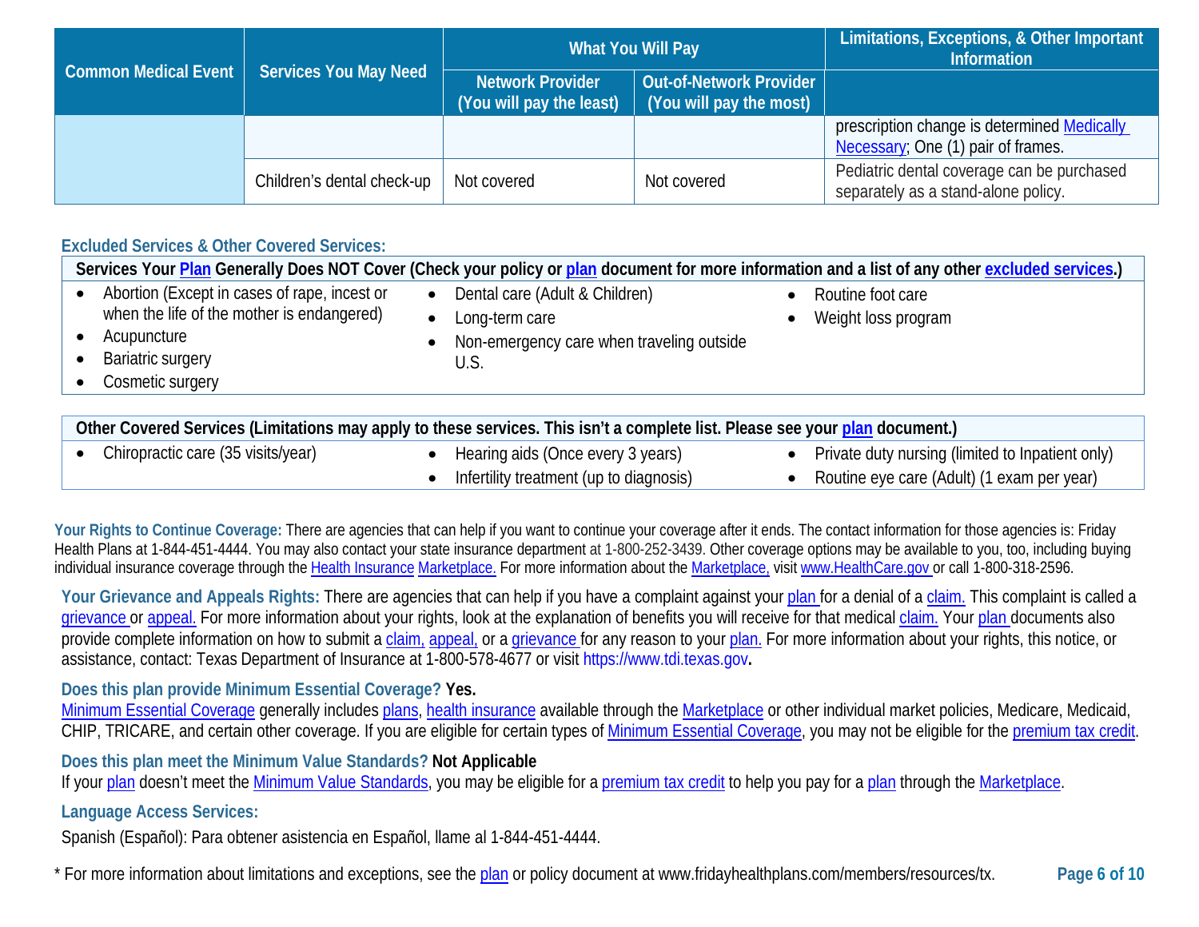| Common Medical Event | Services You May Need | What You Will Pay | | Limitations, Exceptions, & Other Important Information |
|---|---|---|---|---|
| | | Network Provider (You will pay the least) | Out-of-Network Provider (You will pay the most) | |
| | | | | prescription change is determined Medically Necessary; One (1) pair of frames. |
| | Children's dental check-up | Not covered | Not covered | Pediatric dental coverage can be purchased separately as a stand-alone policy. |

### Excluded Services & Other Covered Services:

**Services Your Plan Generally Does NOT Cover (Check your policy or plan document for more information and a list of any other excluded services.)**

- Abortion (Except in cases of rape, incest or when the life of the mother is endangered)
- Acupuncture
- Bariatric surgery
- Cosmetic surgery
- Dental care (Adult & Children)
- Long-term care
- Non-emergency care when traveling outside U.S.
- Routine foot care
- Weight loss program

**Other Covered Services (Limitations may apply to these services. This isn't a complete list. Please see your plan document.)**

- Chiropractic care (35 visits/year)
- Hearing aids (Once every 3 years)
- Infertility treatment (up to diagnosis)
- Private duty nursing (limited to Inpatient only)
- Routine eye care (Adult) (1 exam per year)

**Your Rights to Continue Coverage:** There are agencies that can help if you want to continue your coverage after it ends. The contact information for those agencies is: Friday Health Plans at 1-844-451-4444. You may also contact your state insurance department at 1-800-252-3439. Other coverage options may be available to you, too, including buying individual insurance coverage through the Health Insurance Marketplace. For more information about the Marketplace, visit www.HealthCare.gov or call 1-800-318-2596.

**Your Grievance and Appeals Rights:** There are agencies that can help if you have a complaint against your plan for a denial of a claim. This complaint is called a grievance or appeal. For more information about your rights, look at the explanation of benefits you will receive for that medical claim. Your plan documents also provide complete information on how to submit a claim, appeal, or a grievance for any reason to your plan. For more information about your rights, this notice, or assistance, contact: Texas Department of Insurance at 1-800-578-4677 or visit https://www.tdi.texas.gov.

**Does this plan provide Minimum Essential Coverage? Yes.**

Minimum Essential Coverage generally includes plans, health insurance available through the Marketplace or other individual market policies, Medicare, Medicaid, CHIP, TRICARE, and certain other coverage. If you are eligible for certain types of Minimum Essential Coverage, you may not be eligible for the premium tax credit.

**Does this plan meet the Minimum Value Standards? Not Applicable**

If your plan doesn't meet the Minimum Value Standards, you may be eligible for a premium tax credit to help you pay for a plan through the Marketplace.

**Language Access Services:**

Spanish (Español): Para obtener asistencia en Español, llame al 1-844-451-4444.

* For more information about limitations and exceptions, see the plan or policy document at www.fridayhealthplans.com/members/resources/tx.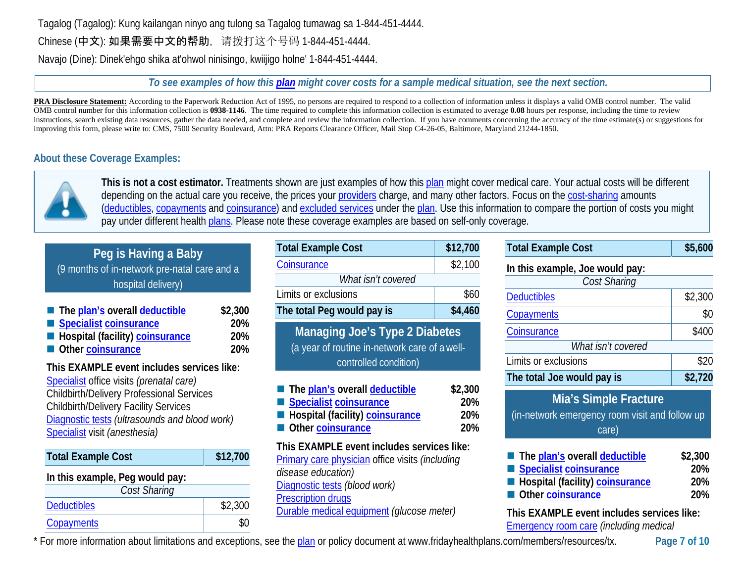Tagalog (Tagalog): Kung kailangan ninyo ang tulong sa Tagalog tumawag sa 1-844-451-4444.

Chinese (中文): 如果需要中文的帮助，请拨打这个号码 1-844-451-4444.

Navajo (Dine): Dinek'ehgo shika at'ohwol ninisingo, kwiijigo holne' 1-844-451-4444.

*To see examples of how this plan might cover costs for a sample medical situation, see the next section.*

**PRA Disclosure Statement:** According to the Paperwork Reduction Act of 1995, no persons are required to respond to a collection of information unless it displays a valid OMB control number. The valid OMB control number for this information collection is **0938-1146**. The time required to complete this information collection is estimated to average **0.08** hours per response, including the time to review instructions, search existing data resources, gather the data needed, and complete and review the information collection. If you have comments concerning the accuracy of the time estimate(s) or suggestions for improving this form, please write to: CMS, 7500 Security Boulevard, Attn: PRA Reports Clearance Officer, Mail Stop C4-26-05, Baltimore, Maryland 21244-1850.

## About these Coverage Examples:

**This is not a cost estimator.** Treatments shown are just examples of how this plan might cover medical care. Your actual costs will be different depending on the actual care you receive, the prices your providers charge, and many other factors. Focus on the cost-sharing amounts (deductibles, copayments and coinsurance) and excluded services under the plan. Use this information to compare the portion of costs you might pay under different health plans. Please note these coverage examples are based on self-only coverage.

### Peg is Having a Baby

(9 months of in-network pre-natal care and a hospital delivery)

- **The plan's overall deductible** — **$2,300**
- **Specialist coinsurance** — **20%**
- **Hospital (facility) coinsurance** — **20%**
- **Other coinsurance** — **20%**

**This EXAMPLE event includes services like:**

Specialist office visits *(prenatal care)*
Childbirth/Delivery Professional Services
Childbirth/Delivery Facility Services
Diagnostic tests *(ultrasounds and blood work)*
Specialist visit *(anesthesia)*

| **Total Example Cost** | **$12,700** |
|---|---|
| **In this example, Peg would pay:** | |
| *Cost Sharing* | |
| Deductibles | $2,300 |
| Copayments | $0 |
| Coinsurance | $2,100 |
| *What isn't covered* | |
| Limits or exclusions | $60 |
| **The total Peg would pay is** | **$4,460** |

### Managing Joe's Type 2 Diabetes

(a year of routine in-network care of a well-controlled condition)

- **The plan's overall deductible** — **$2,300**
- **Specialist coinsurance** — **20%**
- **Hospital (facility) coinsurance** — **20%**
- **Other coinsurance** — **20%**

**This EXAMPLE event includes services like:**

Primary care physician office visits *(including disease education)*
Diagnostic tests *(blood work)*
Prescription drugs
Durable medical equipment *(glucose meter)*

| **Total Example Cost** | **$5,600** |
|---|---|
| **In this example, Joe would pay:** | |
| *Cost Sharing* | |
| Deductibles | $2,300 |
| Copayments | $0 |
| Coinsurance | $400 |
| *What isn't covered* | |
| Limits or exclusions | $20 |
| **The total Joe would pay is** | **$2,720** |

### Mia's Simple Fracture

(in-network emergency room visit and follow up care)

- **The plan's overall deductible** — **$2,300**
- **Specialist coinsurance** — **20%**
- **Hospital (facility) coinsurance** — **20%**
- **Other coinsurance** — **20%**

**This EXAMPLE event includes services like:**

Emergency room care *(including medical*

\* For more information about limitations and exceptions, see the plan or policy document at www.fridayhealthplans.com/members/resources/tx.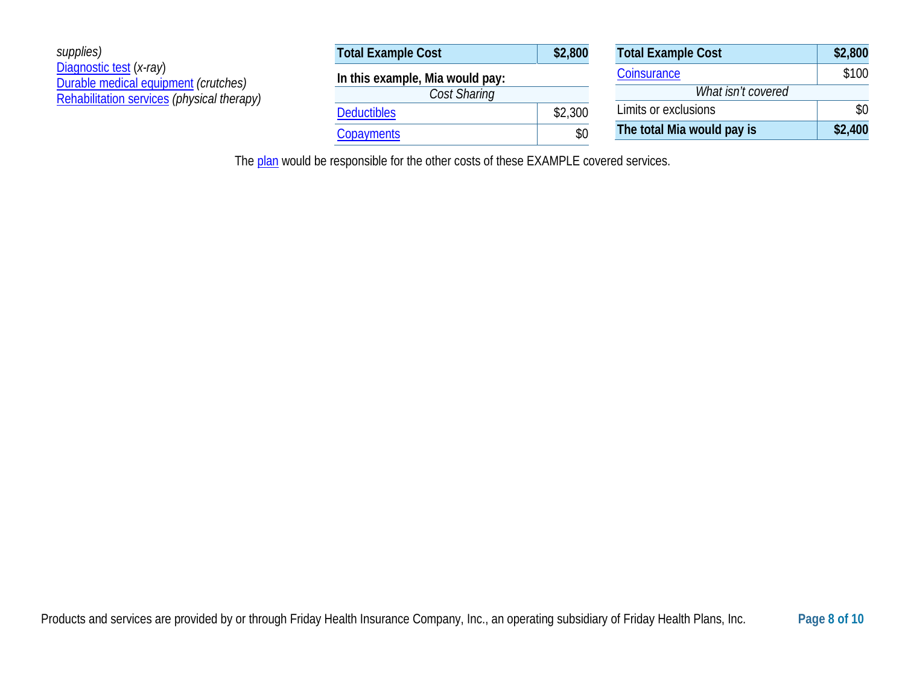*supplies)*
Diagnostic test (*x-ray*)
Durable medical equipment *(crutches)*
Rehabilitation services *(physical therapy)*

| **Total Example Cost** | **$2,800** |
|---|---|
| **In this example, Mia would pay:** | |
| *Cost Sharing* | |
| Deductibles | $2,300 |
| Copayments | $0 |
| Coinsurance | $100 |
| *What isn't covered* | |
| Limits or exclusions | $0 |
| **The total Mia would pay is** | **$2,400** |

The plan would be responsible for the other costs of these EXAMPLE covered services.

Products and services are provided by or through Friday Health Insurance Company, Inc., an operating subsidiary of Friday Health Plans, Inc.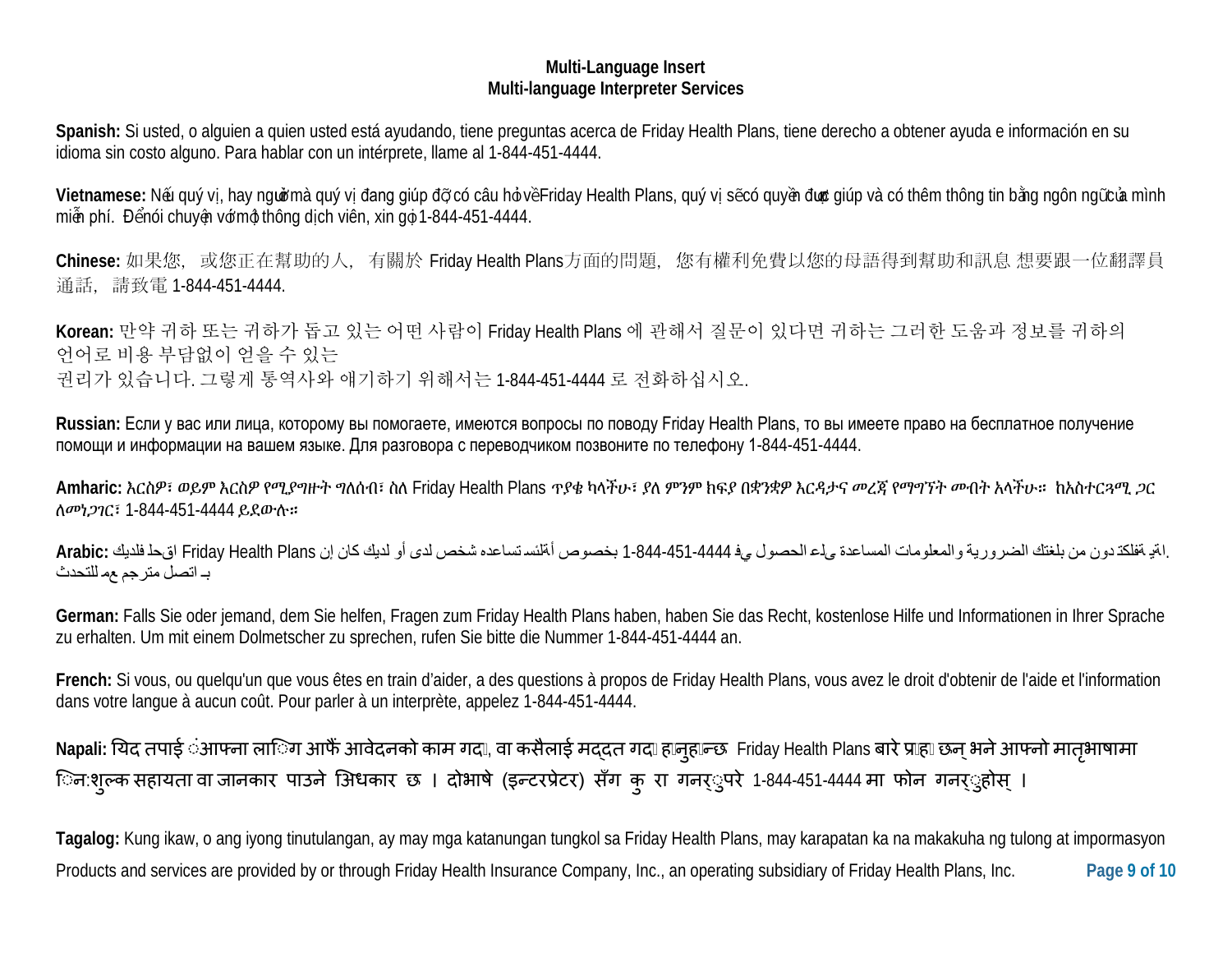**Multi-Language Insert**
**Multi-language Interpreter Services**

**Spanish:** Si usted, o alguien a quien usted está ayudando, tiene preguntas acerca de Friday Health Plans, tiene derecho a obtener ayuda e información en su idioma sin costo alguno. Para hablar con un intérprete, llame al 1-844-451-4444.

**Vietnamese:** Nếu quý vị, hay người mà quý vị đang giúp đỡ có câu hỏi về Friday Health Plans, quý vị sẽ có quyền được giúp và có thêm thông tin bằng ngôn ngữ của mình miễn phí. Để nói chuyện với một thông dịch viên, xin gọi 1-844-451-4444.

**Chinese:** 如果您，或您正在幫助的人，有關於 Friday Health Plans方面的問題，您有權利免費以您的母語得到幫助和訊息 想要跟一位翻譯員通話，請致電 1-844-451-4444.

**Korean:** 만약 귀하 또는 귀하가 돕고 있는 어떤 사람이 Friday Health Plans 에 관해서 질문이 있다면 귀하는 그러한 도움과 정보를 귀하의 언어로 비용 부담없이 얻을 수 있는
권리가 있습니다. 그렇게 통역사와 얘기하기 위해서는 1-844-451-4444 로 전화하십시오.

**Russian:** Если у вас или лица, которому вы помогаете, имеются вопросы по поводу Friday Health Plans, то вы имеете право на бесплатное получение помощи и информации на вашем языке. Для разговора с переводчиком позвоните по телефону 1-844-451-4444.

**Amharic:** እርስዎ፣ ወይም እርስዎ የሚያግዙት ግለሰብ፣ ስለ Friday Health Plans ጥያቄ ካላችሁ፣ ያለ ምንም ክፍያ በቋንቋዎ እርዳታና መረጃ የማግኘት መብት አላችሁ። ከአስተርጓሚ ጋር ለመነጋገር፣ 1-844-451-4444 ይደውሉ።

**Arabic:** إن كان لديك أو لدى شخص تساعده أسئلة بخصوص Friday Health Plans فلديك الحق في الحصول على المساعدة والمعلومات الضرورية بلغتك من دون اية تكلفة. للتحدث مع مترجم اتصل بـ 1-844-451-4444

**German:** Falls Sie oder jemand, dem Sie helfen, Fragen zum Friday Health Plans haben, haben Sie das Recht, kostenlose Hilfe und Informationen in Ihrer Sprache zu erhalten. Um mit einem Dolmetscher zu sprechen, rufen Sie bitte die Nummer 1-844-451-4444 an.

**French:** Si vous, ou quelqu'un que vous êtes en train d'aider, a des questions à propos de Friday Health Plans, vous avez le droit d'obtenir de l'aide et l'information dans votre langue à aucun coût. Pour parler à un interprète, appelez 1-844-451-4444.

**Napali:** यदि तपाईं आफ्ना लागि आफैं आवेदनको काम गर्दा, वा कसैलाई मददत गर्दा हुनुहुन्छ Friday Health Plans बारे प्रश्न छन् भने आफ्नो मातृभाषामा निःशुल्क सहायता वा जानकारी पाउने अधिकार छ । दोभाषे (इन्टरप्रेटर) सँग कुरा गर्नुपरे 1-844-451-4444 मा फोन गर्नुहोस् ।

**Tagalog:** Kung ikaw, o ang iyong tinutulangan, ay may mga katanungan tungkol sa Friday Health Plans, may karapatan ka na makakuha ng tulong at impormasyon

Products and services are provided by or through Friday Health Insurance Company, Inc., an operating subsidiary of Friday Health Plans, Inc.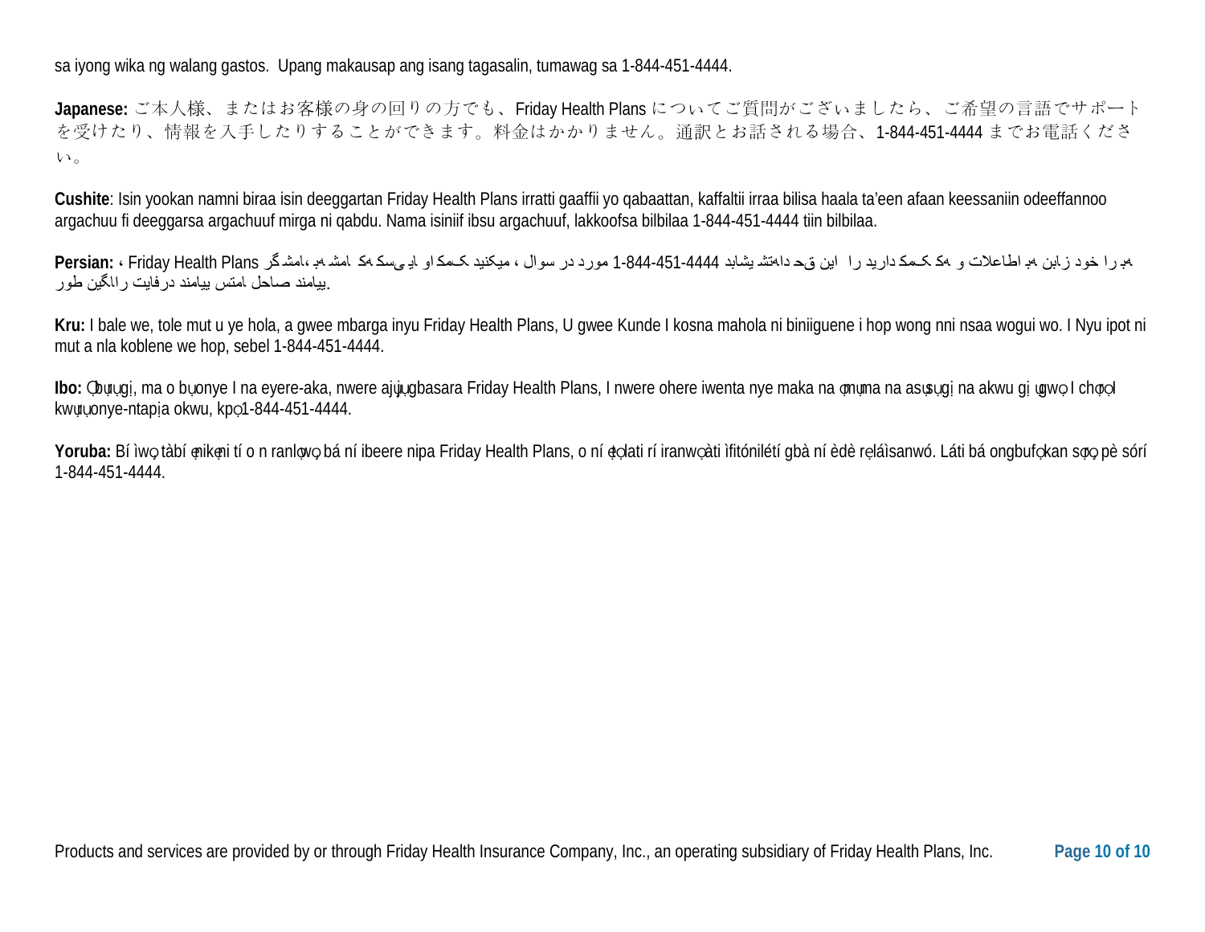sa iyong wika ng walang gastos. Upang makausap ang isang tagasalin, tumawag sa 1-844-451-4444.

**Japanese:** ご本人様、またはお客様の身の回りの方でも、Friday Health Plans についてご質問がございましたら、ご希望の言語でサポートを受けたり、情報を入手したりすることができます。料金はかかりません。通訳とお話される場合、1-844-451-4444 までお電話ください。

**Cushite**: Isin yookan namni biraa isin deeggartan Friday Health Plans irratti gaaffii yo qabaattan, kaffaltii irraa bilisa haala ta'een afaan keessaniin odeeffannoo argachuu fi deeggarsa argachuuf mirga ni qabdu. Nama isiniif ibsu argachuuf, lakkoofsa bilbilaa 1-844-451-4444 tiin bilbilaa.

**Persian:** ، Friday Health Plans اگر شما، یا کسی که شما به او کمک میکنید ، سوال در مورد 1-844-451-4444 داشته باشید، حق این را دارید که کمک و اطلاعات به زبان خود را به طور رایگان دریافت نمایید. برای صحبت با یک مترجم شفاهی
.

**Kru:** I bale we, tole mut u ye hola, a gwee mbarga inyu Friday Health Plans, U gwee Kunde I kosna mahola ni biniiguene i hop wong nni nsaa wogui wo. I Nyu ipot ni mut a nla koblene we hop, sebel 1-844-451-4444.

**Ibo:** Ọ bụrụ gị, ma ọ bụ onye I na eyere-aka, nwere ajụjụ gbasara Friday Health Plans, I nwere ohere iwenta nye maka na ọmụma na asụsụ gị na akwụ gị ụgwọ. I chọọ I kwụrụ onye-ntapịa okwu, kpọ 1-844-451-4444.

**Yoruba:** Bí ìwọ, tàbí ẹnikẹ́ni tí o n ranlọ́wọ́, bá ní ìbeere nipa Friday Health Plans, o ní ẹ̀tọ́ lati rí ìranwọ́ àti ìfitónilétí gbà ní èdè rẹ láìsanwó. Láti bá ongbufọ̀ kan sọ̀rọ̀, pè sórí 1-844-451-4444.

Products and services are provided by or through Friday Health Insurance Company, Inc., an operating subsidiary of Friday Health Plans, Inc.